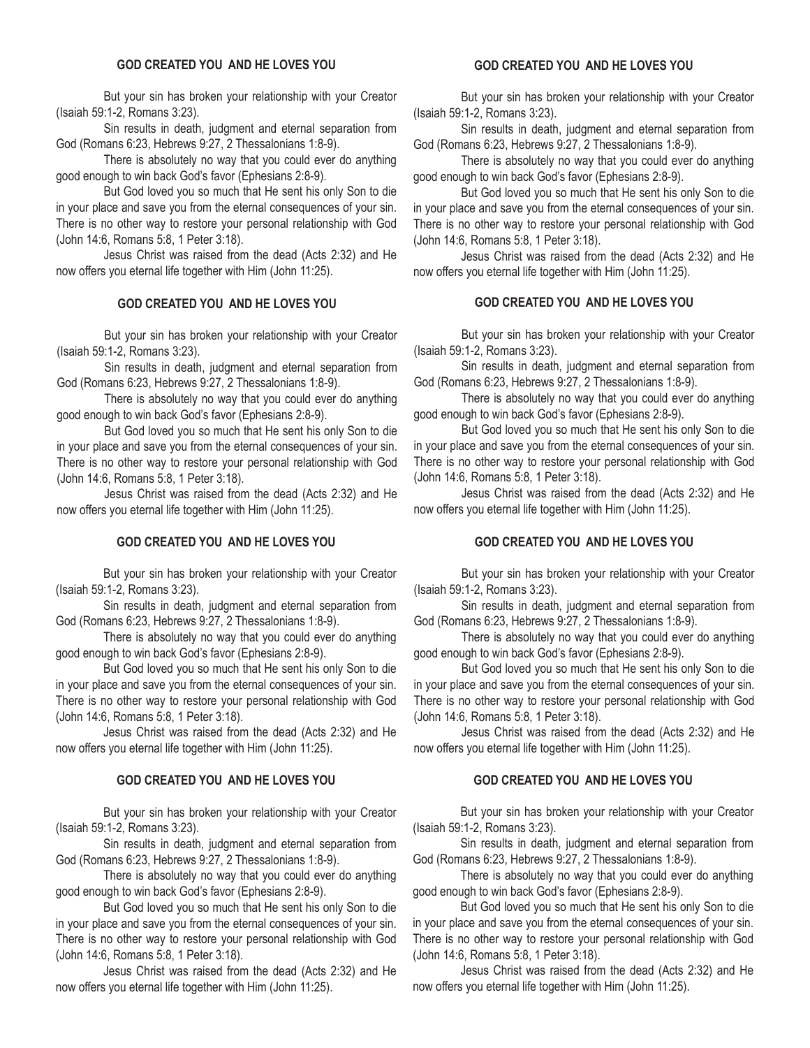## GOD CREATED YOU AND HE LOVES YOU

But your sin has broken your relationship with your Creator (Isaiah 59:1-2, Romans 3:23).

Sin results in death, judgment and eternal separation from God (Romans 6:23, Hebrews 9:27, 2 Thessalonians 1:8-9).

There is absolutely no way that you could ever do anything good enough to win back God's favor (Ephesians 2:8-9).

But God loved you so much that He sent his only Son to die in your place and save you from the eternal consequences of your sin. There is no other way to restore your personal relationship with God (John 14:6, Romans 5:8, 1 Peter 3:18).

Jesus Christ was raised from the dead (Acts 2:32) and He now offers you eternal life together with Him (John 11:25).

## GOD CREATED YOU AND HE LOVES YOU

But your sin has broken your relationship with your Creator (Isaiah 59:1-2, Romans 3:23).

Sin results in death, judgment and eternal separation from God (Romans 6:23, Hebrews 9:27, 2 Thessalonians 1:8-9).

There is absolutely no way that you could ever do anything good enough to win back God's favor (Ephesians 2:8-9).

But God loved you so much that He sent his only Son to die in your place and save you from the eternal consequences of your sin. There is no other way to restore your personal relationship with God (John 14:6, Romans 5:8, 1 Peter 3:18).

Jesus Christ was raised from the dead (Acts 2:32) and He now offers you eternal life together with Him (John 11:25).

## GOD CREATED YOU AND HE LOVES YOU

But your sin has broken your relationship with your Creator (Isaiah 59:1-2, Romans 3:23).

Sin results in death, judgment and eternal separation from God (Romans 6:23, Hebrews 9:27, 2 Thessalonians 1:8-9).

There is absolutely no way that you could ever do anything good enough to win back God's favor (Ephesians 2:8-9).

But God loved you so much that He sent his only Son to die in your place and save you from the eternal consequences of your sin. There is no other way to restore your personal relationship with God (John 14:6, Romans 5:8, 1 Peter 3:18).

Jesus Christ was raised from the dead (Acts 2:32) and He now offers you eternal life together with Him (John 11:25).

## GOD CREATED YOU AND HE LOVES YOU

But your sin has broken your relationship with your Creator (Isaiah 59:1-2, Romans 3:23).

Sin results in death, judgment and eternal separation from God (Romans 6:23, Hebrews 9:27, 2 Thessalonians 1:8-9).

There is absolutely no way that you could ever do anything good enough to win back God's favor (Ephesians 2:8-9).

But God loved you so much that He sent his only Son to die in your place and save you from the eternal consequences of your sin. There is no other way to restore your personal relationship with God (John 14:6, Romans 5:8, 1 Peter 3:18).

Jesus Christ was raised from the dead (Acts 2:32) and He now offers you eternal life together with Him (John 11:25).

## GOD CREATED YOU AND HE LOVES YOU

But your sin has broken your relationship with your Creator (Isaiah 59:1-2, Romans 3:23).

Sin results in death, judgment and eternal separation from God (Romans 6:23, Hebrews 9:27, 2 Thessalonians 1:8-9).

There is absolutely no way that you could ever do anything good enough to win back God's favor (Ephesians 2:8-9).

But God loved you so much that He sent his only Son to die in your place and save you from the eternal consequences of your sin. There is no other way to restore your personal relationship with God (John 14:6, Romans 5:8, 1 Peter 3:18).

Jesus Christ was raised from the dead (Acts 2:32) and He now offers you eternal life together with Him (John 11:25).

## GOD CREATED YOU AND HE LOVES YOU

But your sin has broken your relationship with your Creator (Isaiah 59:1-2, Romans 3:23).

Sin results in death, judgment and eternal separation from God (Romans 6:23, Hebrews 9:27, 2 Thessalonians 1:8-9).

There is absolutely no way that you could ever do anything good enough to win back God's favor (Ephesians 2:8-9).

But God loved you so much that He sent his only Son to die in your place and save you from the eternal consequences of your sin. There is no other way to restore your personal relationship with God (John 14:6, Romans 5:8, 1 Peter 3:18).

Jesus Christ was raised from the dead (Acts 2:32) and He now offers you eternal life together with Him (John 11:25).

## GOD CREATED YOU AND HE LOVES YOU

But your sin has broken your relationship with your Creator (Isaiah 59:1-2, Romans 3:23).

Sin results in death, judgment and eternal separation from God (Romans 6:23, Hebrews 9:27, 2 Thessalonians 1:8-9).

There is absolutely no way that you could ever do anything good enough to win back God's favor (Ephesians 2:8-9).

But God loved you so much that He sent his only Son to die in your place and save you from the eternal consequences of your sin. There is no other way to restore your personal relationship with God (John 14:6, Romans 5:8, 1 Peter 3:18).

Jesus Christ was raised from the dead (Acts 2:32) and He now offers you eternal life together with Him (John 11:25).

## GOD CREATED YOU AND HE LOVES YOU

But your sin has broken your relationship with your Creator (Isaiah 59:1-2, Romans 3:23).

Sin results in death, judgment and eternal separation from God (Romans 6:23, Hebrews 9:27, 2 Thessalonians 1:8-9).

There is absolutely no way that you could ever do anything good enough to win back God's favor (Ephesians 2:8-9).

But God loved you so much that He sent his only Son to die in your place and save you from the eternal consequences of your sin. There is no other way to restore your personal relationship with God (John 14:6, Romans 5:8, 1 Peter 3:18).

Jesus Christ was raised from the dead (Acts 2:32) and He now offers you eternal life together with Him (John 11:25).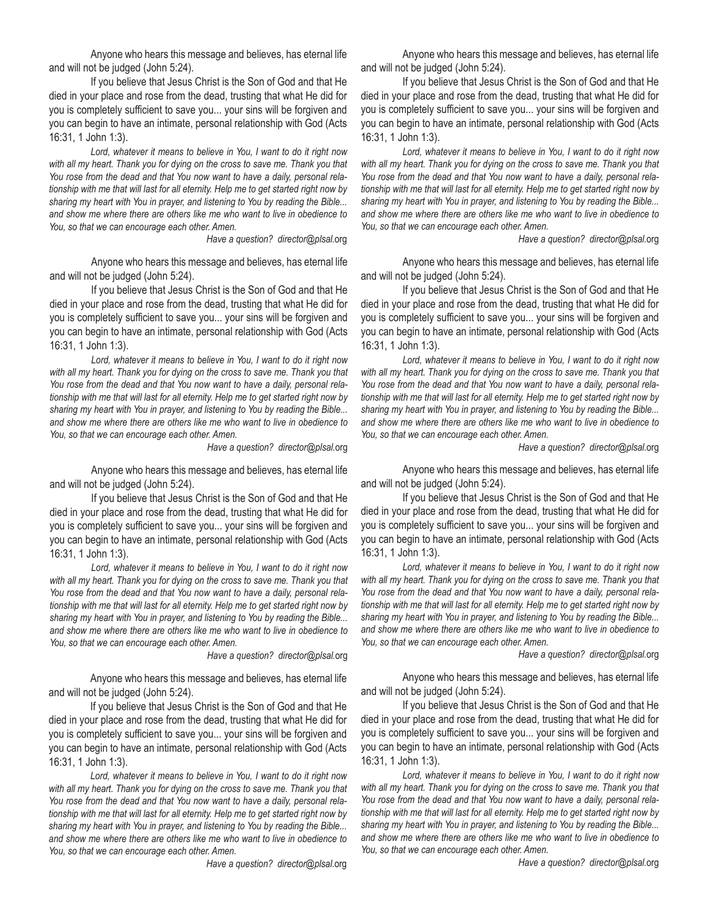Anyone who hears this message and believes, has eternal life and will not be judged (John 5:24).

If you believe that Jesus Christ is the Son of God and that He died in your place and rose from the dead, trusting that what He did for you is completely sufficient to save you... your sins will be forgiven and you can begin to have an intimate, personal relationship with God (Acts 16:31, 1 John 1:3).

*Lord, whatever it means to believe in You, I want to do it right now with all my heart. Thank you for dying on the cross to save me. Thank you that You rose from the dead and that You now want to have a daily, personal relationship with me that will last for all eternity. Help me to get started right now by sharing my heart with You in prayer, and listening to You by reading the Bible... and show me where there are others like me who want to live in obedience to You, so that we can encourage each other. Amen.*

*Have a question? director@plsal.*org

Anyone who hears this message and believes, has eternal life and will not be judged (John 5:24).

If you believe that Jesus Christ is the Son of God and that He died in your place and rose from the dead, trusting that what He did for you is completely sufficient to save you... your sins will be forgiven and you can begin to have an intimate, personal relationship with God (Acts 16:31, 1 John 1:3).

*Lord, whatever it means to believe in You, I want to do it right now with all my heart. Thank you for dying on the cross to save me. Thank you that You rose from the dead and that You now want to have a daily, personal relationship with me that will last for all eternity. Help me to get started right now by sharing my heart with You in prayer, and listening to You by reading the Bible... and show me where there are others like me who want to live in obedience to You, so that we can encourage each other. Amen.*

*Have a question? director@plsal.*org

Anyone who hears this message and believes, has eternal life and will not be judged (John 5:24).

If you believe that Jesus Christ is the Son of God and that He died in your place and rose from the dead, trusting that what He did for you is completely sufficient to save you... your sins will be forgiven and you can begin to have an intimate, personal relationship with God (Acts 16:31, 1 John 1:3).

*Lord, whatever it means to believe in You, I want to do it right now with all my heart. Thank you for dying on the cross to save me. Thank you that You rose from the dead and that You now want to have a daily, personal relationship with me that will last for all eternity. Help me to get started right now by sharing my heart with You in prayer, and listening to You by reading the Bible... and show me where there are others like me who want to live in obedience to You, so that we can encourage each other. Amen.*

*Have a question? director@plsal.*org

Anyone who hears this message and believes, has eternal life and will not be judged (John 5:24).

If you believe that Jesus Christ is the Son of God and that He died in your place and rose from the dead, trusting that what He did for you is completely sufficient to save you... your sins will be forgiven and you can begin to have an intimate, personal relationship with God (Acts 16:31, 1 John 1:3).

*Lord, whatever it means to believe in You, I want to do it right now with all my heart. Thank you for dying on the cross to save me. Thank you that You rose from the dead and that You now want to have a daily, personal relationship with me that will last for all eternity. Help me to get started right now by sharing my heart with You in prayer, and listening to You by reading the Bible... and show me where there are others like me who want to live in obedience to You, so that we can encourage each other. Amen.*

*Have a question? director@plsal.*org

Anyone who hears this message and believes, has eternal life and will not be judged (John 5:24).

If you believe that Jesus Christ is the Son of God and that He died in your place and rose from the dead, trusting that what He did for you is completely sufficient to save you... your sins will be forgiven and you can begin to have an intimate, personal relationship with God (Acts 16:31, 1 John 1:3).

*Lord, whatever it means to believe in You, I want to do it right now with all my heart. Thank you for dying on the cross to save me. Thank you that You rose from the dead and that You now want to have a daily, personal relationship with me that will last for all eternity. Help me to get started right now by sharing my heart with You in prayer, and listening to You by reading the Bible... and show me where there are others like me who want to live in obedience to You, so that we can encourage each other. Amen.*

*Have a question? director@plsal.*org

Anyone who hears this message and believes, has eternal life and will not be judged (John 5:24).

If you believe that Jesus Christ is the Son of God and that He died in your place and rose from the dead, trusting that what He did for you is completely sufficient to save you... your sins will be forgiven and you can begin to have an intimate, personal relationship with God (Acts 16:31, 1 John 1:3).

*Lord, whatever it means to believe in You, I want to do it right now with all my heart. Thank you for dying on the cross to save me. Thank you that You rose from the dead and that You now want to have a daily, personal relationship with me that will last for all eternity. Help me to get started right now by sharing my heart with You in prayer, and listening to You by reading the Bible... and show me where there are others like me who want to live in obedience to You, so that we can encourage each other. Amen.*

*Have a question? director@plsal.*org

Anyone who hears this message and believes, has eternal life and will not be judged (John 5:24).

If you believe that Jesus Christ is the Son of God and that He died in your place and rose from the dead, trusting that what He did for you is completely sufficient to save you... your sins will be forgiven and you can begin to have an intimate, personal relationship with God (Acts 16:31, 1 John 1:3).

*Lord, whatever it means to believe in You, I want to do it right now with all my heart. Thank you for dying on the cross to save me. Thank you that You rose from the dead and that You now want to have a daily, personal relationship with me that will last for all eternity. Help me to get started right now by sharing my heart with You in prayer, and listening to You by reading the Bible... and show me where there are others like me who want to live in obedience to You, so that we can encourage each other. Amen.*

*Have a question? director@plsal.*org

Anyone who hears this message and believes, has eternal life and will not be judged (John 5:24).

If you believe that Jesus Christ is the Son of God and that He died in your place and rose from the dead, trusting that what He did for you is completely sufficient to save you... your sins will be forgiven and you can begin to have an intimate, personal relationship with God (Acts 16:31, 1 John 1:3).

*Lord, whatever it means to believe in You, I want to do it right now with all my heart. Thank you for dying on the cross to save me. Thank you that You rose from the dead and that You now want to have a daily, personal relationship with me that will last for all eternity. Help me to get started right now by sharing my heart with You in prayer, and listening to You by reading the Bible... and show me where there are others like me who want to live in obedience to You, so that we can encourage each other. Amen.*

*Have a question? director@plsal.*org